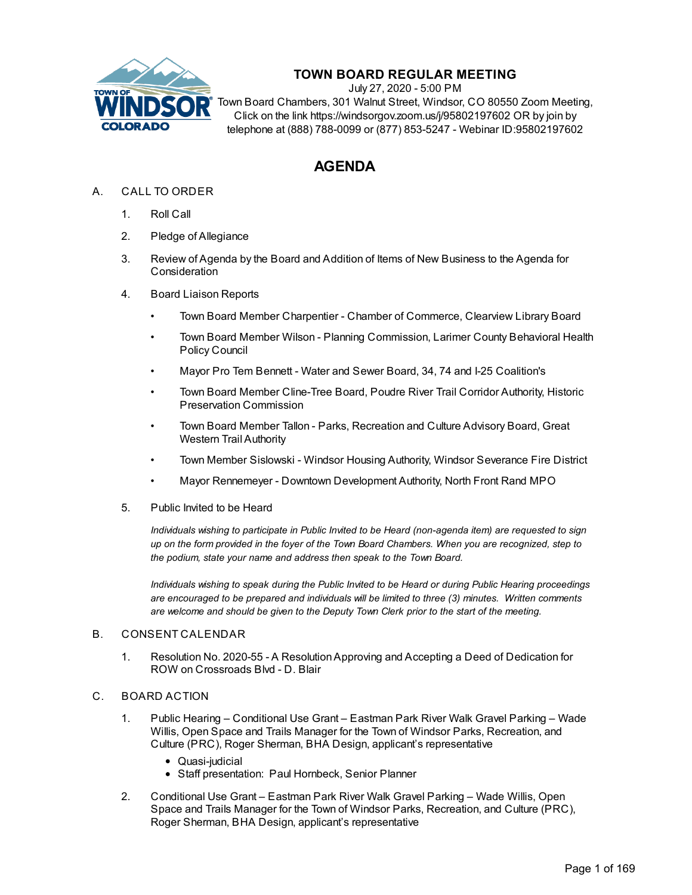# TOWN BOARD REGULAR MEETING

July 27, 2020 - 5:00 PM

Town Board Chambers, 301 Walnut Street, Windsor, CO 80550 Zoom Meeting, Click on the link https://windsorgov.zoom.us/j/95802197602 OR by join by telephone at (888) 788-0099 or (877) 853-5247 - Webinar ID:95802197602

# AGENDA

A. CALL TO ORDER

1. Roll Call
2. Pledge of Allegiance
3. Review of Agenda by the Board and Addition of Items of New Business to the Agenda for Consideration
4. Board Liaison Reports
   - Town Board Member Charpentier - Chamber of Commerce, Clearview Library Board
   - Town Board Member Wilson - Planning Commission, Larimer County Behavioral Health Policy Council
   - Mayor Pro Tem Bennett - Water and Sewer Board, 34, 74 and I-25 Coalition's
   - Town Board Member Cline-Tree Board, Poudre River Trail Corridor Authority, Historic Preservation Commission
   - Town Board Member Tallon - Parks, Recreation and Culture Advisory Board, Great Western Trail Authority
   - Town Member Sislowski - Windsor Housing Authority, Windsor Severance Fire District
   - Mayor Rennemeyer - Downtown Development Authority, North Front Rand MPO
5. Public Invited to be Heard

   *Individuals wishing to participate in Public Invited to be Heard (non-agenda item) are requested to sign up on the form provided in the foyer of the Town Board Chambers. When you are recognized, step to the podium, state your name and address then speak to the Town Board.*

   *Individuals wishing to speak during the Public Invited to be Heard or during Public Hearing proceedings are encouraged to be prepared and individuals will be limited to three (3) minutes. Written comments are welcome and should be given to the Deputy Town Clerk prior to the start of the meeting.*

B. CONSENT CALENDAR

1. Resolution No. 2020-55 - A Resolution Approving and Accepting a Deed of Dedication for ROW on Crossroads Blvd - D. Blair

C. BOARD ACTION

1. Public Hearing – Conditional Use Grant – Eastman Park River Walk Gravel Parking – Wade Willis, Open Space and Trails Manager for the Town of Windsor Parks, Recreation, and Culture (PRC), Roger Sherman, BHA Design, applicant's representative
   - Quasi-judicial
   - Staff presentation: Paul Hornbeck, Senior Planner
2. Conditional Use Grant – Eastman Park River Walk Gravel Parking – Wade Willis, Open Space and Trails Manager for the Town of Windsor Parks, Recreation, and Culture (PRC), Roger Sherman, BHA Design, applicant's representative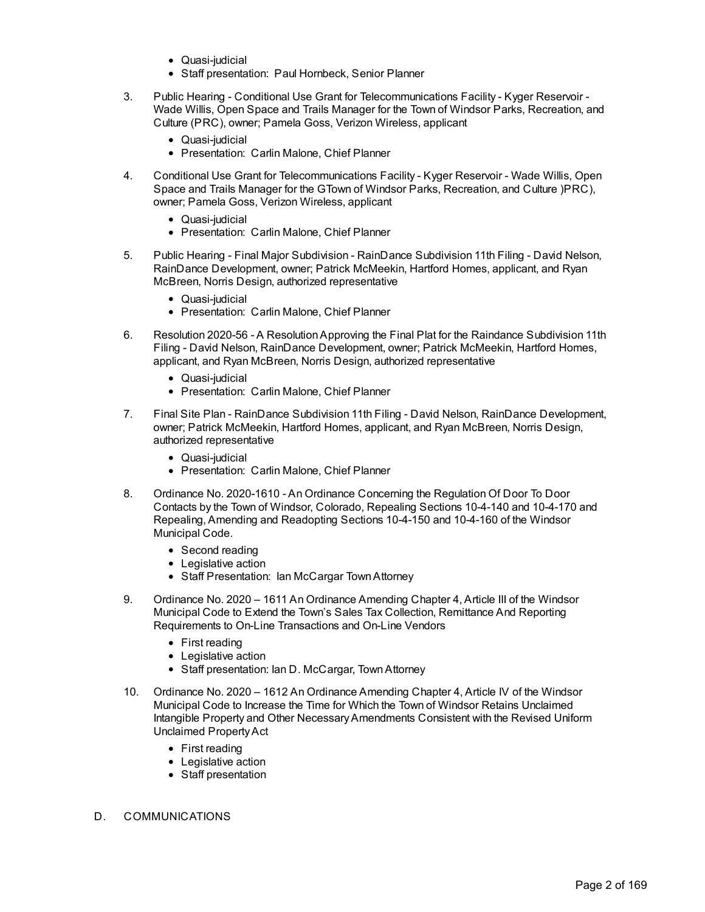- Quasi-judicial
- Staff presentation: Paul Hornbeck, Senior Planner

3. Public Hearing - Conditional Use Grant for Telecommunications Facility - Kyger Reservoir - Wade Willis, Open Space and Trails Manager for the Town of Windsor Parks, Recreation, and Culture (PRC), owner; Pamela Goss, Verizon Wireless, applicant
   - Quasi-judicial
   - Presentation: Carlin Malone, Chief Planner

4. Conditional Use Grant for Telecommunications Facility - Kyger Reservoir - Wade Willis, Open Space and Trails Manager for the GTown of Windsor Parks, Recreation, and Culture )PRC), owner; Pamela Goss, Verizon Wireless, applicant
   - Quasi-judicial
   - Presentation: Carlin Malone, Chief Planner

5. Public Hearing - Final Major Subdivision - RainDance Subdivision 11th Filing - David Nelson, RainDance Development, owner; Patrick McMeekin, Hartford Homes, applicant, and Ryan McBreen, Norris Design, authorized representative
   - Quasi-judicial
   - Presentation: Carlin Malone, Chief Planner

6. Resolution 2020-56 - A Resolution Approving the Final Plat for the Raindance Subdivision 11th Filing - David Nelson, RainDance Development, owner; Patrick McMeekin, Hartford Homes, applicant, and Ryan McBreen, Norris Design, authorized representative
   - Quasi-judicial
   - Presentation: Carlin Malone, Chief Planner

7. Final Site Plan - RainDance Subdivision 11th Filing - David Nelson, RainDance Development, owner; Patrick McMeekin, Hartford Homes, applicant, and Ryan McBreen, Norris Design, authorized representative
   - Quasi-judicial
   - Presentation: Carlin Malone, Chief Planner

8. Ordinance No. 2020-1610 - An Ordinance Concerning the Regulation Of Door To Door Contacts by the Town of Windsor, Colorado, Repealing Sections 10-4-140 and 10-4-170 and Repealing, Amending and Readopting Sections 10-4-150 and 10-4-160 of the Windsor Municipal Code.
   - Second reading
   - Legislative action
   - Staff Presentation: Ian McCargar Town Attorney

9. Ordinance No. 2020 – 1611 An Ordinance Amending Chapter 4, Article III of the Windsor Municipal Code to Extend the Town's Sales Tax Collection, Remittance And Reporting Requirements to On-Line Transactions and On-Line Vendors
   - First reading
   - Legislative action
   - Staff presentation: Ian D. McCargar, Town Attorney

10. Ordinance No. 2020 – 1612 An Ordinance Amending Chapter 4, Article IV of the Windsor Municipal Code to Increase the Time for Which the Town of Windsor Retains Unclaimed Intangible Property and Other Necessary Amendments Consistent with the Revised Uniform Unclaimed Property Act
    - First reading
    - Legislative action
    - Staff presentation

D. COMMUNICATIONS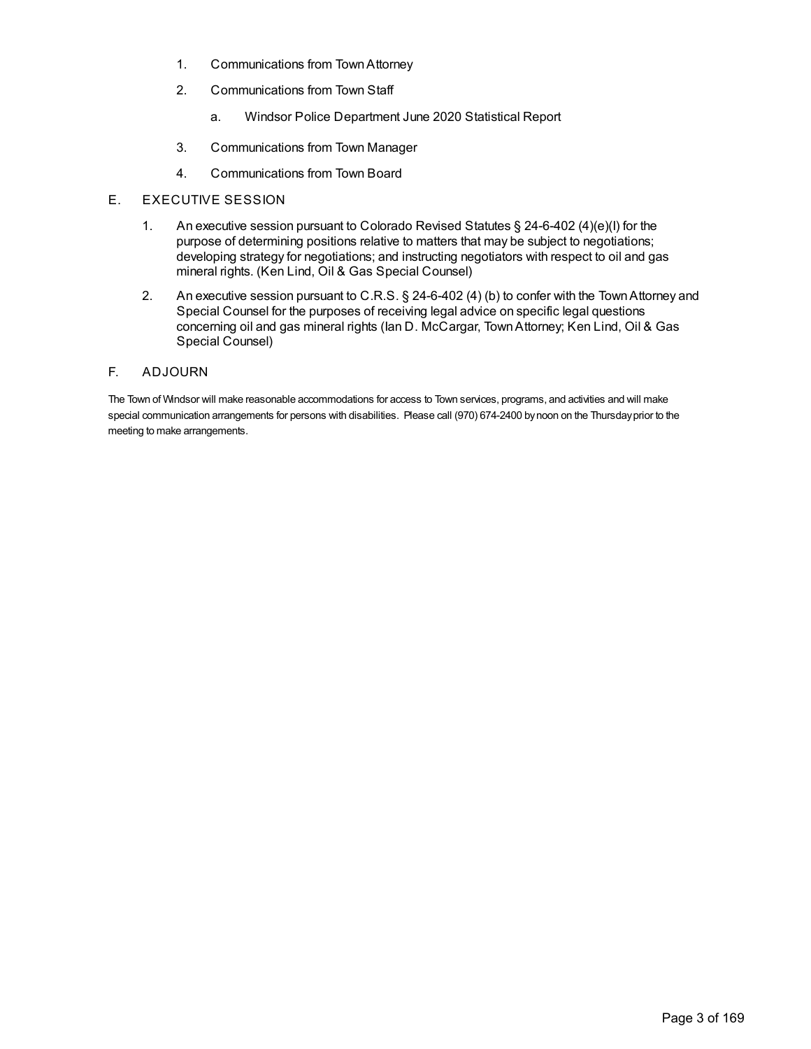1. Communications from Town Attorney
2. Communications from Town Staff
    a. Windsor Police Department June 2020 Statistical Report
3. Communications from Town Manager
4. Communications from Town Board

## E. EXECUTIVE SESSION

1. An executive session pursuant to Colorado Revised Statutes § 24-6-402 (4)(e)(I) for the purpose of determining positions relative to matters that may be subject to negotiations; developing strategy for negotiations; and instructing negotiators with respect to oil and gas mineral rights. (Ken Lind, Oil & Gas Special Counsel)
2. An executive session pursuant to C.R.S. § 24-6-402 (4) (b) to confer with the Town Attorney and Special Counsel for the purposes of receiving legal advice on specific legal questions concerning oil and gas mineral rights (Ian D. McCargar, Town Attorney; Ken Lind, Oil & Gas Special Counsel)

## F. ADJOURN

The Town of Windsor will make reasonable accommodations for access to Town services, programs, and activities and will make special communication arrangements for persons with disabilities. Please call (970) 674-2400 by noon on the Thursday prior to the meeting to make arrangements.